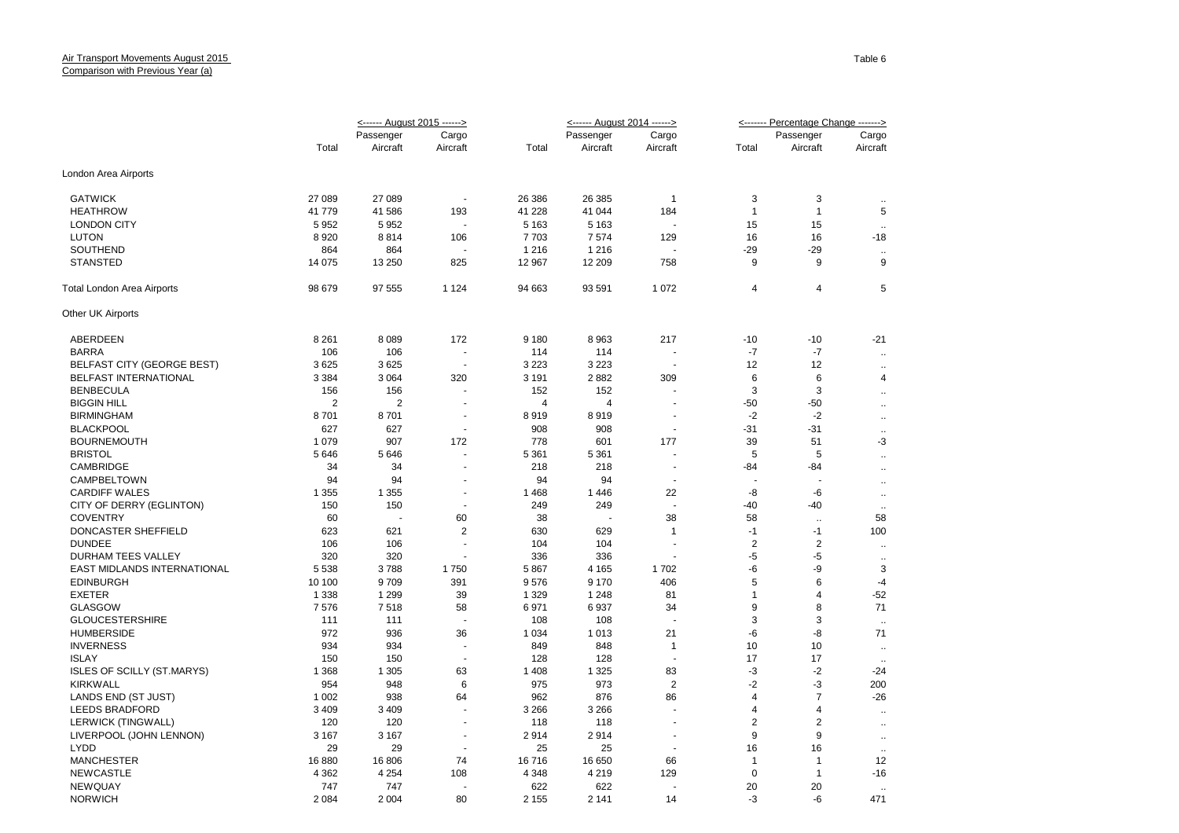Air Transport Movements August 2015
Comparison with Previous Year (a)

Table 6

| | August 2015 | | | August 2014 | | | Percentage Change | | |
|---|---|---|---|---|---|---|---|---|---|
| | Total | Passenger Aircraft | Cargo Aircraft | Total | Passenger Aircraft | Cargo Aircraft | Total | Passenger Aircraft | Cargo Aircraft |
| London Area Airports | | | | | | | | | |
| GATWICK | 27 089 | 27 089 | - | 26 386 | 26 385 | 1 | 3 | 3 | .. |
| HEATHROW | 41 779 | 41 586 | 193 | 41 228 | 41 044 | 184 | 1 | 1 | 5 |
| LONDON CITY | 5 952 | 5 952 | - | 5 163 | 5 163 | - | 15 | 15 | .. |
| LUTON | 8 920 | 8 814 | 106 | 7 703 | 7 574 | 129 | 16 | 16 | -18 |
| SOUTHEND | 864 | 864 | - | 1 216 | 1 216 | - | -29 | -29 | .. |
| STANSTED | 14 075 | 13 250 | 825 | 12 967 | 12 209 | 758 | 9 | 9 | 9 |
| Total London Area Airports | 98 679 | 97 555 | 1 124 | 94 663 | 93 591 | 1 072 | 4 | 4 | 5 |
| Other UK Airports | | | | | | | | | |
| ABERDEEN | 8 261 | 8 089 | 172 | 9 180 | 8 963 | 217 | -10 | -10 | -21 |
| BARRA | 106 | 106 | - | 114 | 114 | - | -7 | -7 | .. |
| BELFAST CITY (GEORGE BEST) | 3 625 | 3 625 | - | 3 223 | 3 223 | - | 12 | 12 | .. |
| BELFAST INTERNATIONAL | 3 384 | 3 064 | 320 | 3 191 | 2 882 | 309 | 6 | 6 | 4 |
| BENBECULA | 156 | 156 | - | 152 | 152 | - | 3 | 3 | .. |
| BIGGIN HILL | 2 | 2 | - | 4 | 4 | - | -50 | -50 | .. |
| BIRMINGHAM | 8 701 | 8 701 | - | 8 919 | 8 919 | - | -2 | -2 | .. |
| BLACKPOOL | 627 | 627 | - | 908 | 908 | - | -31 | -31 | .. |
| BOURNEMOUTH | 1 079 | 907 | 172 | 778 | 601 | 177 | 39 | 51 | -3 |
| BRISTOL | 5 646 | 5 646 | - | 5 361 | 5 361 | - | 5 | 5 | .. |
| CAMBRIDGE | 34 | 34 | - | 218 | 218 | - | -84 | -84 | .. |
| CAMPBELTOWN | 94 | 94 | - | 94 | 94 | - | - | - | .. |
| CARDIFF WALES | 1 355 | 1 355 | - | 1 468 | 1 446 | 22 | -8 | -6 | .. |
| CITY OF DERRY (EGLINTON) | 150 | 150 | - | 249 | 249 | - | -40 | -40 | .. |
| COVENTRY | 60 | - | 60 | 38 | - | 38 | 58 | .. | 58 |
| DONCASTER SHEFFIELD | 623 | 621 | 2 | 630 | 629 | 1 | -1 | -1 | 100 |
| DUNDEE | 106 | 106 | - | 104 | 104 | - | 2 | 2 | .. |
| DURHAM TEES VALLEY | 320 | 320 | - | 336 | 336 | - | -5 | -5 | .. |
| EAST MIDLANDS INTERNATIONAL | 5 538 | 3 788 | 1 750 | 5 867 | 4 165 | 1 702 | -6 | -9 | 3 |
| EDINBURGH | 10 100 | 9 709 | 391 | 9 576 | 9 170 | 406 | 5 | 6 | -4 |
| EXETER | 1 338 | 1 299 | 39 | 1 329 | 1 248 | 81 | 1 | 4 | -52 |
| GLASGOW | 7 576 | 7 518 | 58 | 6 971 | 6 937 | 34 | 9 | 8 | 71 |
| GLOUCESTERSHIRE | 111 | 111 | - | 108 | 108 | - | 3 | 3 | .. |
| HUMBERSIDE | 972 | 936 | 36 | 1 034 | 1 013 | 21 | -6 | -8 | 71 |
| INVERNESS | 934 | 934 | - | 849 | 848 | 1 | 10 | 10 | .. |
| ISLAY | 150 | 150 | - | 128 | 128 | - | 17 | 17 | .. |
| ISLES OF SCILLY (ST.MARYS) | 1 368 | 1 305 | 63 | 1 408 | 1 325 | 83 | -3 | -2 | -24 |
| KIRKWALL | 954 | 948 | 6 | 975 | 973 | 2 | -2 | -3 | 200 |
| LANDS END (ST JUST) | 1 002 | 938 | 64 | 962 | 876 | 86 | 4 | 7 | -26 |
| LEEDS BRADFORD | 3 409 | 3 409 | - | 3 266 | 3 266 | - | 4 | 4 | .. |
| LERWICK (TINGWALL) | 120 | 120 | - | 118 | 118 | - | 2 | 2 | .. |
| LIVERPOOL (JOHN LENNON) | 3 167 | 3 167 | - | 2 914 | 2 914 | - | 9 | 9 | .. |
| LYDD | 29 | 29 | - | 25 | 25 | - | 16 | 16 | .. |
| MANCHESTER | 16 880 | 16 806 | 74 | 16 716 | 16 650 | 66 | 1 | 1 | 12 |
| NEWCASTLE | 4 362 | 4 254 | 108 | 4 348 | 4 219 | 129 | 0 | 1 | -16 |
| NEWQUAY | 747 | 747 | - | 622 | 622 | - | 20 | 20 | .. |
| NORWICH | 2 084 | 2 004 | 80 | 2 155 | 2 141 | 14 | -3 | -6 | 471 |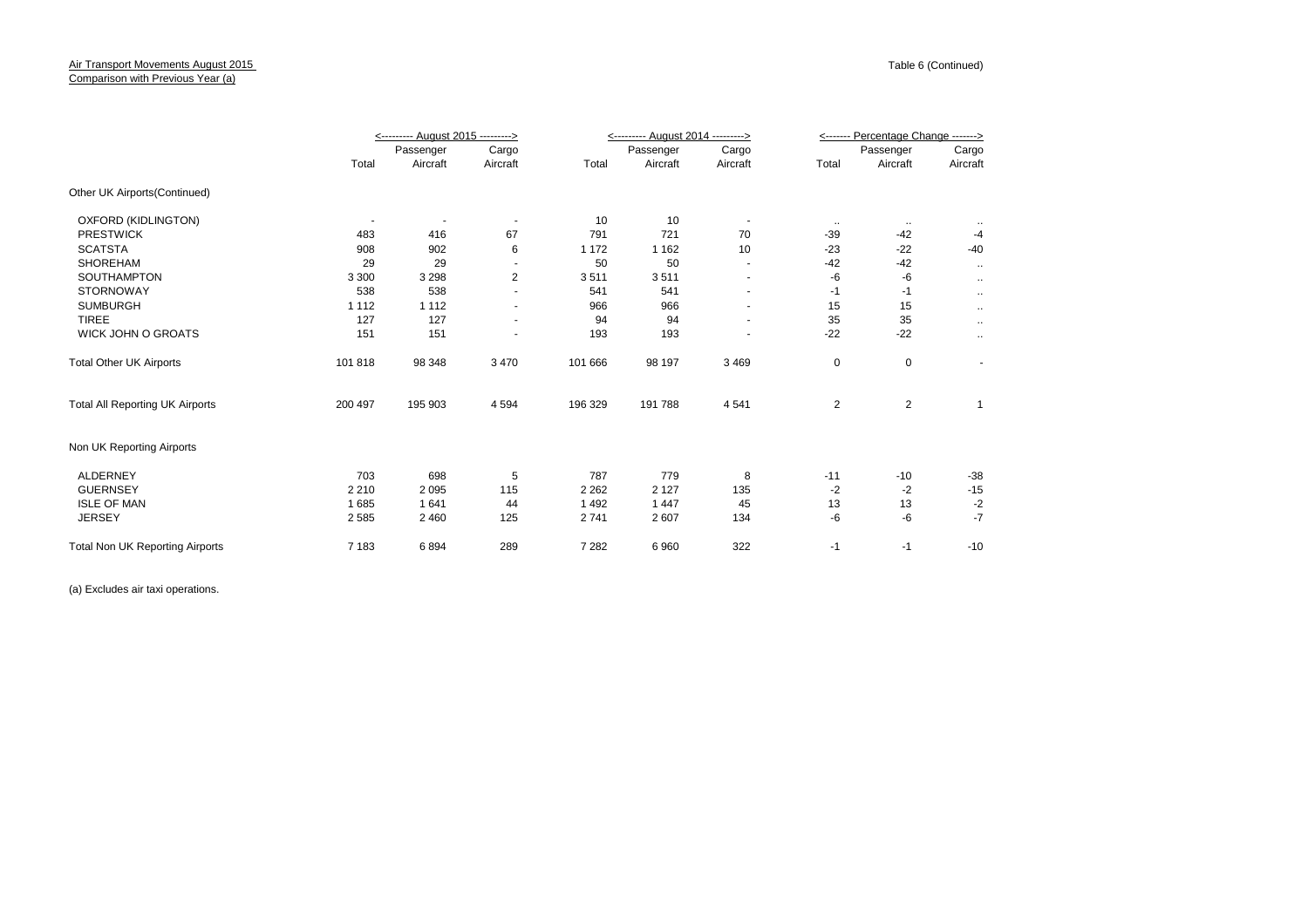Air Transport Movements August 2015
Comparison with Previous Year (a)

Table 6 (Continued)

| | August 2015 | | | August 2014 | | | Percentage Change | | |
|---|---|---|---|---|---|---|---|---|---|
| | Total | Passenger Aircraft | Cargo Aircraft | Total | Passenger Aircraft | Cargo Aircraft | Total | Passenger Aircraft | Cargo Aircraft |
| Other UK Airports(Continued) | | | | | | | | | |
| OXFORD (KIDLINGTON) | - | - | - | 10 | 10 | - | .. | .. | .. |
| PRESTWICK | 483 | 416 | 67 | 791 | 721 | 70 | -39 | -42 | -4 |
| SCATSTA | 908 | 902 | 6 | 1 172 | 1 162 | 10 | -23 | -22 | -40 |
| SHOREHAM | 29 | 29 | - | 50 | 50 | - | -42 | -42 | .. |
| SOUTHAMPTON | 3 300 | 3 298 | 2 | 3 511 | 3 511 | - | -6 | -6 | .. |
| STORNOWAY | 538 | 538 | - | 541 | 541 | - | -1 | -1 | .. |
| SUMBURGH | 1 112 | 1 112 | - | 966 | 966 | - | 15 | 15 | .. |
| TIREE | 127 | 127 | - | 94 | 94 | - | 35 | 35 | .. |
| WICK JOHN O GROATS | 151 | 151 | - | 193 | 193 | - | -22 | -22 | .. |
| Total Other UK Airports | 101 818 | 98 348 | 3 470 | 101 666 | 98 197 | 3 469 | 0 | 0 | - |
| Total All Reporting UK Airports | 200 497 | 195 903 | 4 594 | 196 329 | 191 788 | 4 541 | 2 | 2 | 1 |
| Non UK Reporting Airports | | | | | | | | | |
| ALDERNEY | 703 | 698 | 5 | 787 | 779 | 8 | -11 | -10 | -38 |
| GUERNSEY | 2 210 | 2 095 | 115 | 2 262 | 2 127 | 135 | -2 | -2 | -15 |
| ISLE OF MAN | 1 685 | 1 641 | 44 | 1 492 | 1 447 | 45 | 13 | 13 | -2 |
| JERSEY | 2 585 | 2 460 | 125 | 2 741 | 2 607 | 134 | -6 | -6 | -7 |
| Total Non UK Reporting Airports | 7 183 | 6 894 | 289 | 7 282 | 6 960 | 322 | -1 | -1 | -10 |

(a) Excludes air taxi operations.